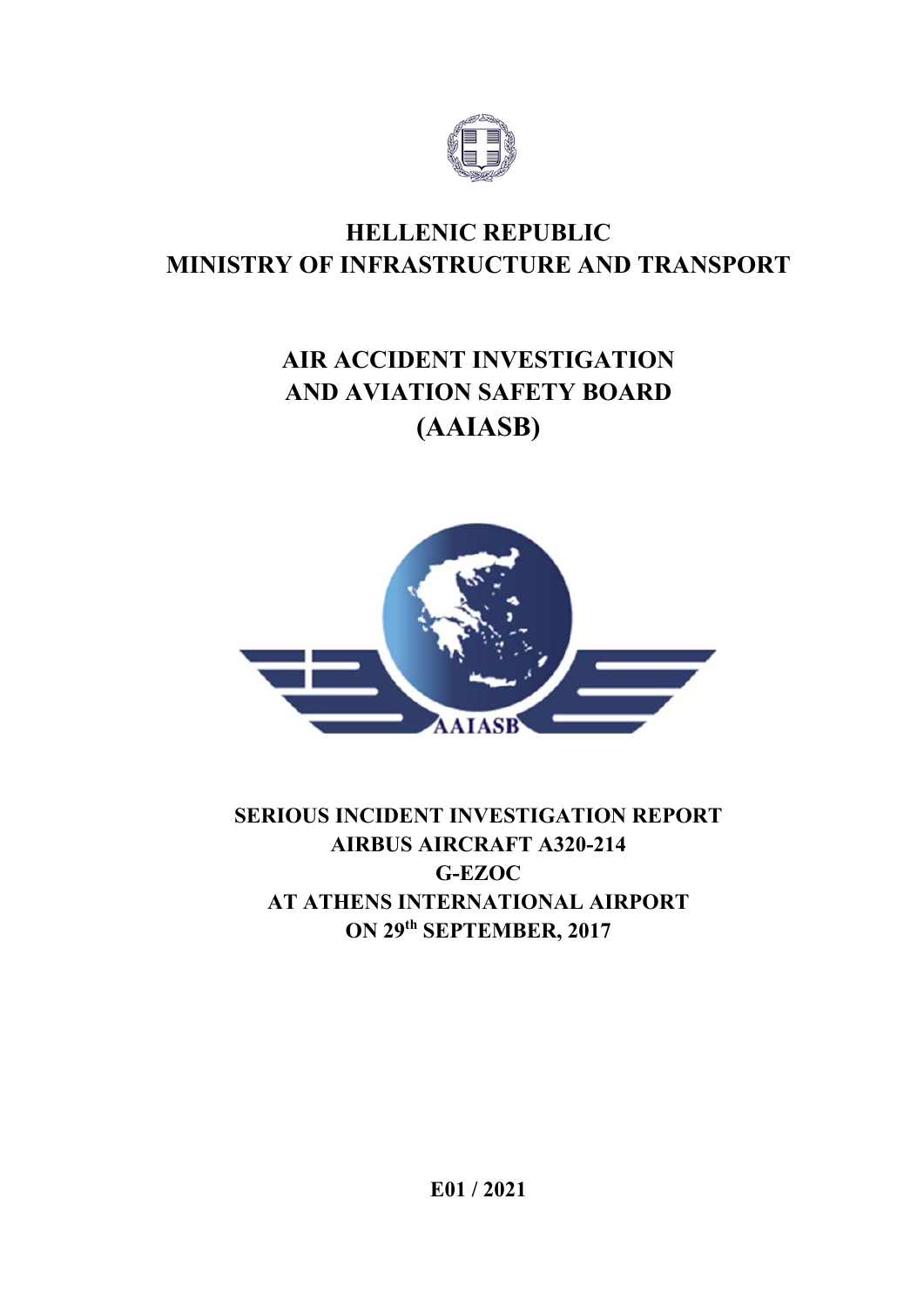# HELLENIC REPUBLIC
# MINISTRY OF INFRASTRUCTURE AND TRANSPORT

# AIR ACCIDENT INVESTIGATION AND AVIATION SAFETY BOARD (AAIASB)

**SERIOUS INCIDENT INVESTIGATION REPORT**
**AIRBUS AIRCRAFT A320-214**
**G-EZOC**
**AT ATHENS INTERNATIONAL AIRPORT**
**ON 29th SEPTEMBER, 2017**

**E01 / 2021**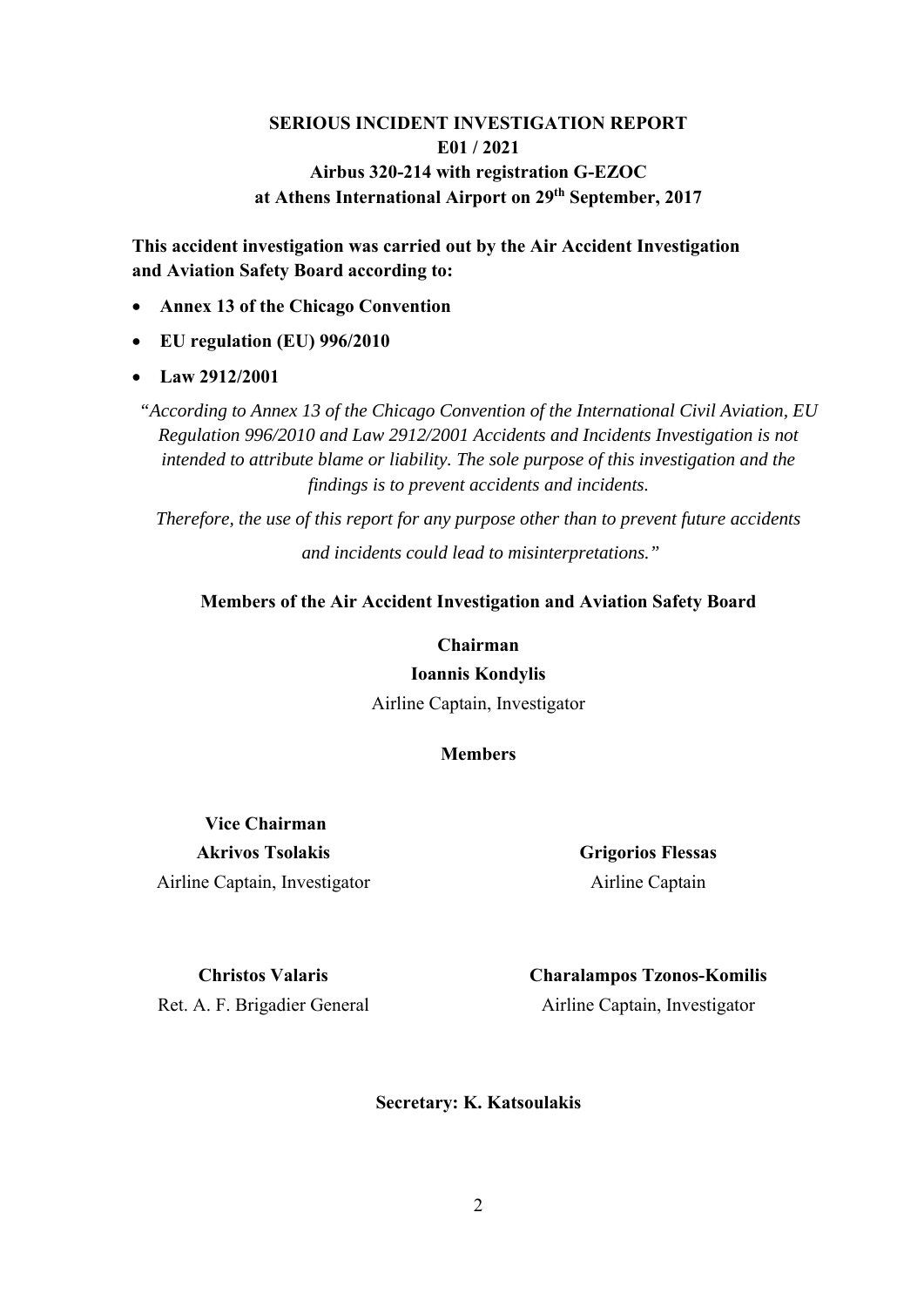**SERIOUS INCIDENT INVESTIGATION REPORT**
**E01 / 2021**
**Airbus 320-214 with registration G-EZOC**
**at Athens International Airport on 29th September, 2017**

**This accident investigation was carried out by the Air Accident Investigation and Aviation Safety Board according to:**

- **Annex 13 of the Chicago Convention**
- **EU regulation (EU) 996/2010**
- **Law 2912/2001**

*"According to Annex 13 of the Chicago Convention of the International Civil Aviation, EU Regulation 996/2010 and Law 2912/2001 Accidents and Incidents Investigation is not intended to attribute blame or liability. The sole purpose of this investigation and the findings is to prevent accidents and incidents.*

*Therefore, the use of this report for any purpose other than to prevent future accidents and incidents could lead to misinterpretations."*

**Members of the Air Accident Investigation and Aviation Safety Board**

**Chairman**
**Ioannis Kondylis**
Airline Captain, Investigator

**Members**

**Vice Chairman**
**Akrivos Tsolakis**
Airline Captain, Investigator

**Grigorios Flessas**
Airline Captain

**Christos Valaris**
Ret. A. F. Brigadier General

**Charalampos Tzonos-Komilis**
Airline Captain, Investigator

**Secretary: K. Katsoulakis**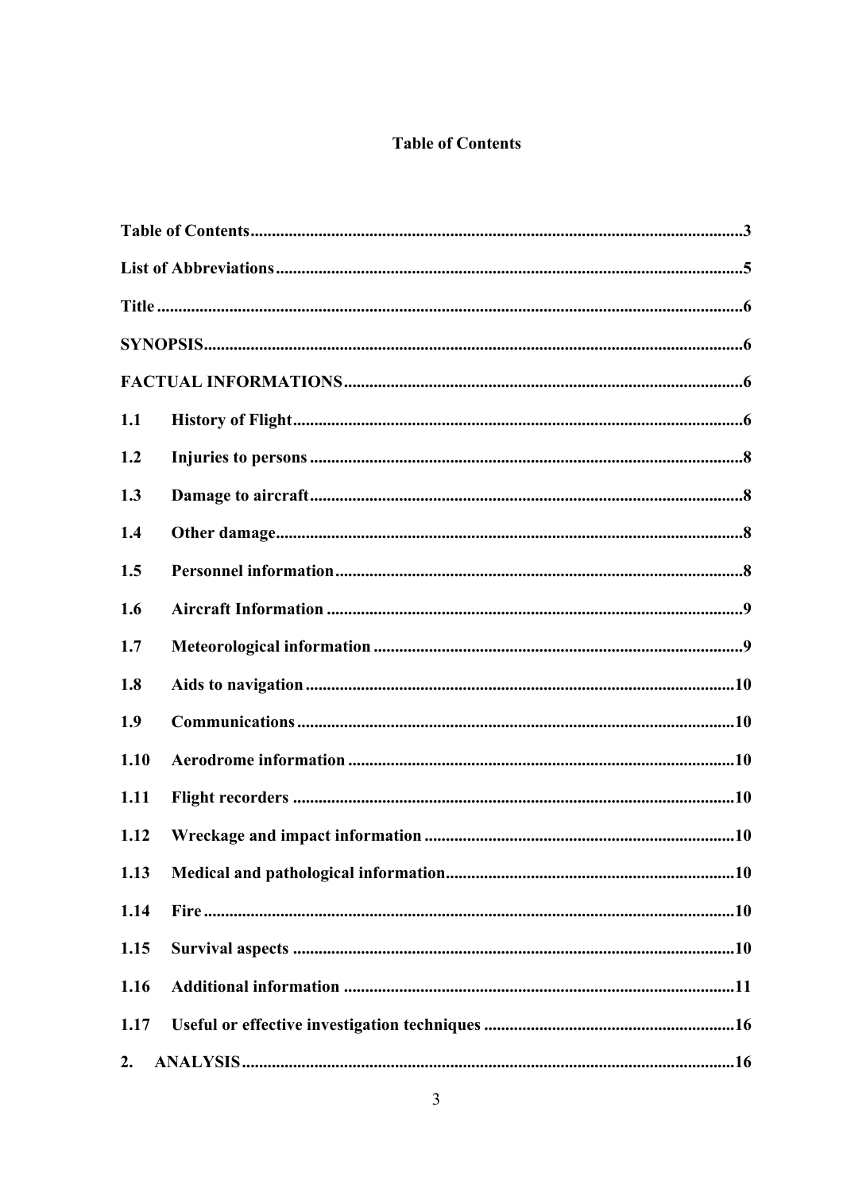# Table of Contents

| | |
|---|---|
| **Table of Contents** | **3** |
| **List of Abbreviations** | **5** |
| **Title** | **6** |
| **SYNOPSIS** | **6** |
| **FACTUAL INFORMATIONS** | **6** |
| **1.1 History of Flight** | **6** |
| **1.2 Injuries to persons** | **8** |
| **1.3 Damage to aircraft** | **8** |
| **1.4 Other damage** | **8** |
| **1.5 Personnel information** | **8** |
| **1.6 Aircraft Information** | **9** |
| **1.7 Meteorological information** | **9** |
| **1.8 Aids to navigation** | **10** |
| **1.9 Communications** | **10** |
| **1.10 Aerodrome information** | **10** |
| **1.11 Flight recorders** | **10** |
| **1.12 Wreckage and impact information** | **10** |
| **1.13 Medical and pathological information** | **10** |
| **1.14 Fire** | **10** |
| **1.15 Survival aspects** | **10** |
| **1.16 Additional information** | **11** |
| **1.17 Useful or effective investigation techniques** | **16** |
| **2. ANALYSIS** | **16** |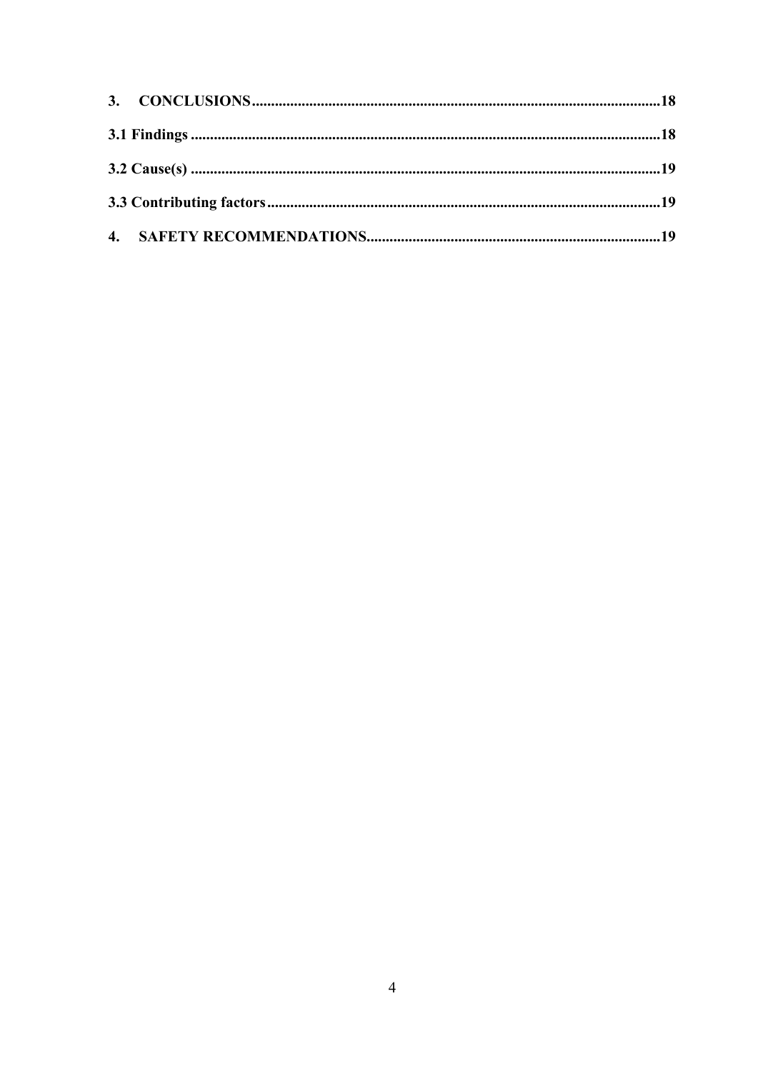3. CONCLUSIONS.........................................................................................................18

3.1 Findings .........................................................................................................................18

3.2 Cause(s) .........................................................................................................................19

3.3 Contributing factors.......................................................................................................19

4. SAFETY RECOMMENDATIONS...........................................................................19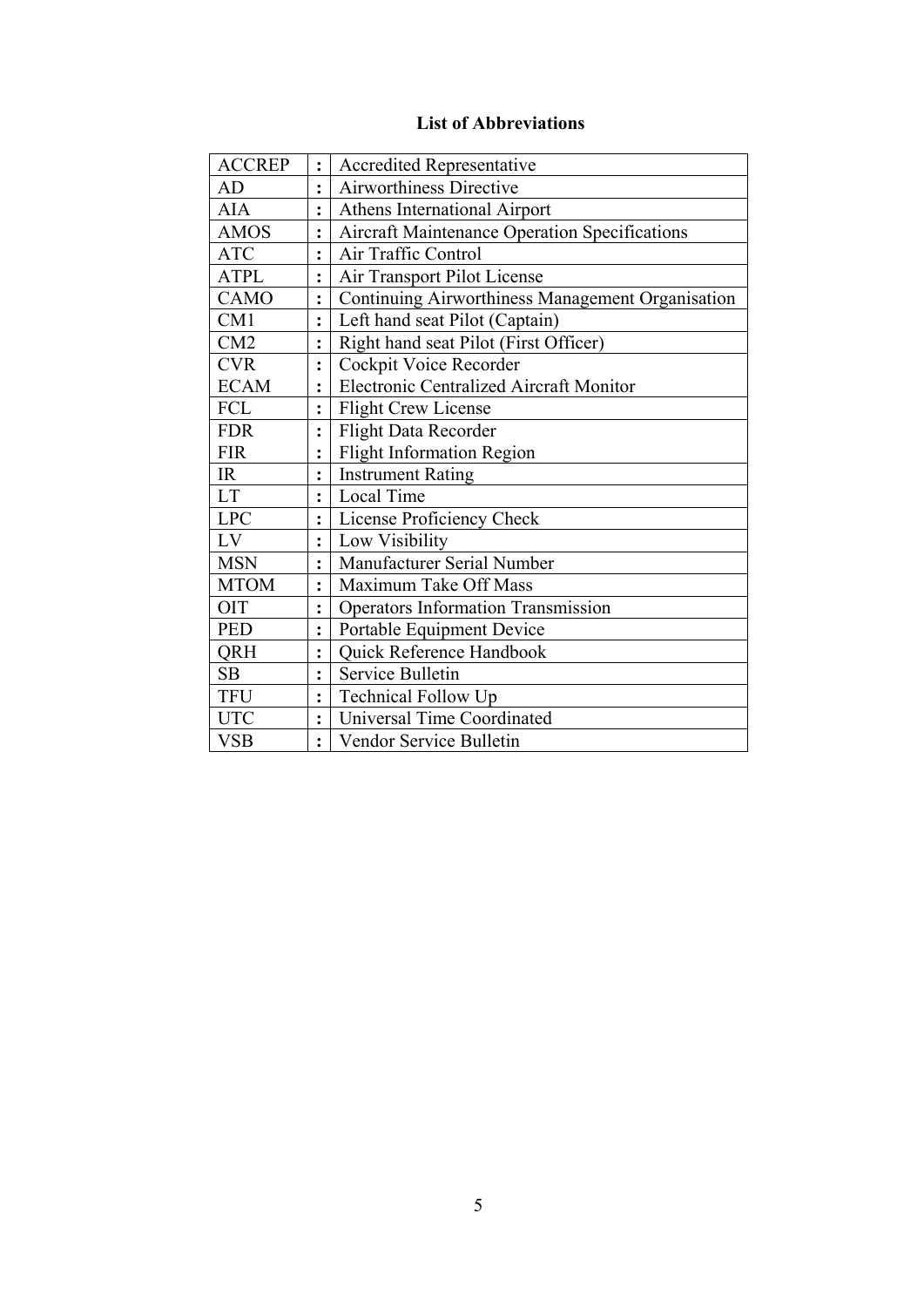**List of Abbreviations**

| | | |
|---|---|---|
| ACCREP | : | Accredited Representative |
| AD | : | Airworthiness Directive |
| AIA | : | Athens International Airport |
| AMOS | : | Aircraft Maintenance Operation Specifications |
| ATC | : | Air Traffic Control |
| ATPL | : | Air Transport Pilot License |
| CAMO | : | Continuing Airworthiness Management Organisation |
| CM1 | : | Left hand seat Pilot (Captain) |
| CM2 | : | Right hand seat Pilot (First Officer) |
| CVR | : | Cockpit Voice Recorder |
| ECAM | : | Electronic Centralized Aircraft Monitor |
| FCL | : | Flight Crew License |
| FDR | : | Flight Data Recorder |
| FIR | : | Flight Information Region |
| IR | : | Instrument Rating |
| LT | : | Local Time |
| LPC | : | License Proficiency Check |
| LV | : | Low Visibility |
| MSN | : | Manufacturer Serial Number |
| MTOM | : | Maximum Take Off Mass |
| OIT | : | Operators Information Transmission |
| PED | : | Portable Equipment Device |
| QRH | : | Quick Reference Handbook |
| SB | : | Service Bulletin |
| TFU | : | Technical Follow Up |
| UTC | : | Universal Time Coordinated |
| VSB | : | Vendor Service Bulletin |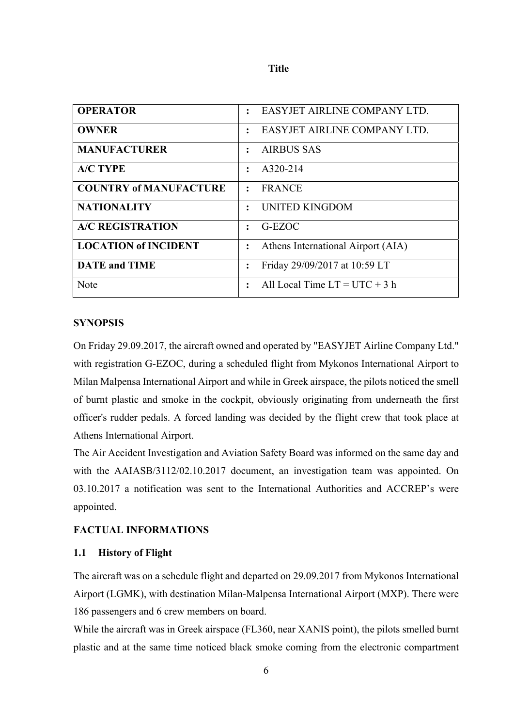**Title**

| OPERATOR | : | EASYJET AIRLINE COMPANY LTD. |
|---|---|---|
| OWNER | : | EASYJET AIRLINE COMPANY LTD. |
| MANUFACTURER | : | AIRBUS SAS |
| A/C TYPE | : | A320-214 |
| COUNTRY of MANUFACTURE | : | FRANCE |
| NATIONALITY | : | UNITED KINGDOM |
| A/C REGISTRATION | : | G-EZOC |
| LOCATION of INCIDENT | : | Athens International Airport (AIA) |
| DATE and TIME | : | Friday 29/09/2017 at 10:59 LT |
| Note | : | All Local Time LT = UTC + 3 h |

## SYNOPSIS

On Friday 29.09.2017, the aircraft owned and operated by "EASYJET Airline Company Ltd." with registration G-EZOC, during a scheduled flight from Mykonos International Airport to Milan Malpensa International Airport and while in Greek airspace, the pilots noticed the smell of burnt plastic and smoke in the cockpit, obviously originating from underneath the first officer's rudder pedals. A forced landing was decided by the flight crew that took place at Athens International Airport.

The Air Accident Investigation and Aviation Safety Board was informed on the same day and with the AAIASB/3112/02.10.2017 document, an investigation team was appointed. On 03.10.2017 a notification was sent to the International Authorities and ACCREP's were appointed.

## FACTUAL INFORMATIONS

### 1.1 History of Flight

The aircraft was on a schedule flight and departed on 29.09.2017 from Mykonos International Airport (LGMK), with destination Milan-Malpensa International Airport (MXP). There were 186 passengers and 6 crew members on board.

While the aircraft was in Greek airspace (FL360, near XANIS point), the pilots smelled burnt plastic and at the same time noticed black smoke coming from the electronic compartment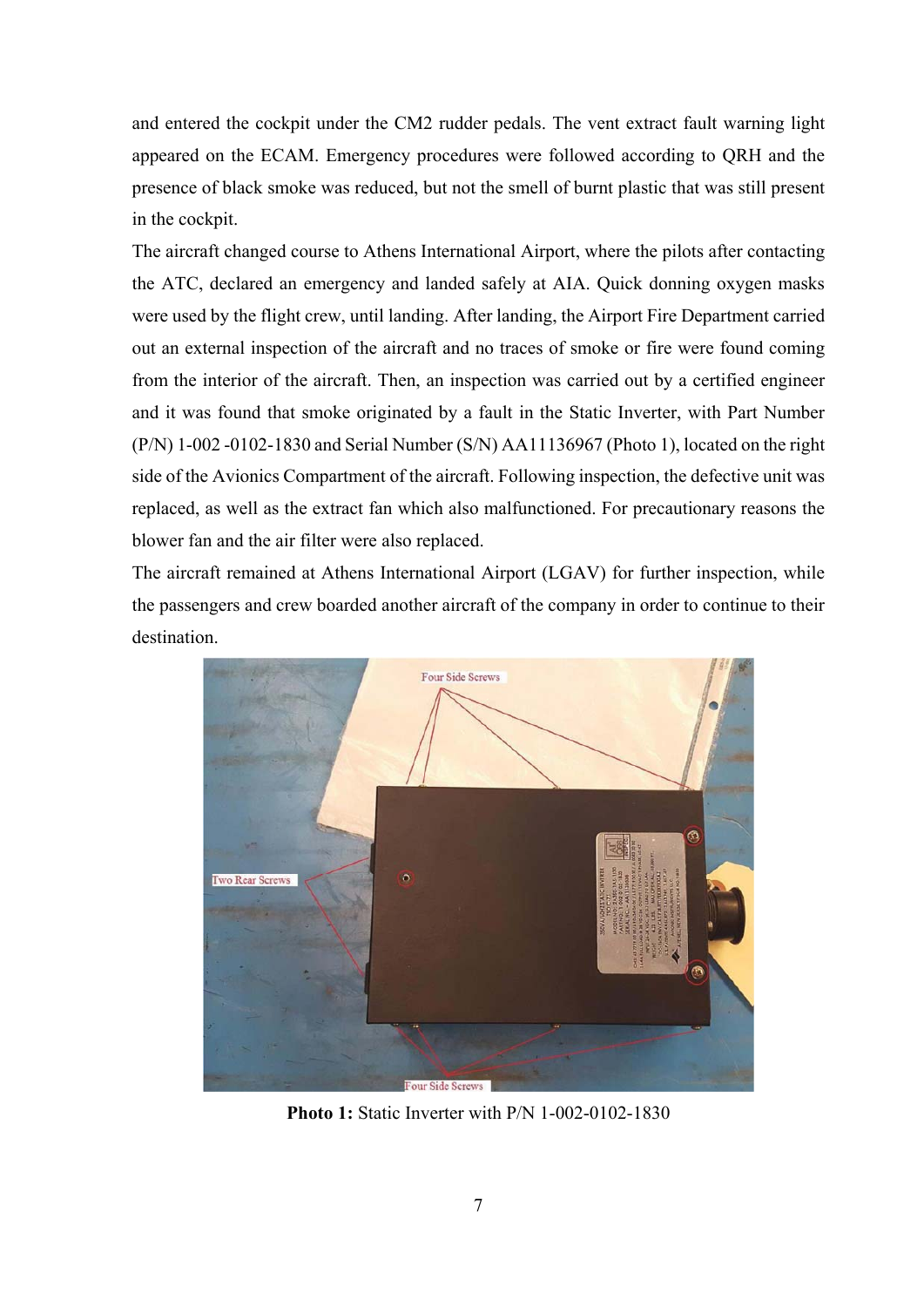and entered the cockpit under the CM2 rudder pedals. The vent extract fault warning light appeared on the ECAM. Emergency procedures were followed according to QRH and the presence of black smoke was reduced, but not the smell of burnt plastic that was still present in the cockpit.

The aircraft changed course to Athens International Airport, where the pilots after contacting the ATC, declared an emergency and landed safely at AIA. Quick donning oxygen masks were used by the flight crew, until landing. After landing, the Airport Fire Department carried out an external inspection of the aircraft and no traces of smoke or fire were found coming from the interior of the aircraft. Then, an inspection was carried out by a certified engineer and it was found that smoke originated by a fault in the Static Inverter, with Part Number (P/N) 1-002 -0102-1830 and Serial Number (S/N) AA11136967 (Photo 1), located on the right side of the Avionics Compartment of the aircraft. Following inspection, the defective unit was replaced, as well as the extract fan which also malfunctioned. For precautionary reasons the blower fan and the air filter were also replaced.

The aircraft remained at Athens International Airport (LGAV) for further inspection, while the passengers and crew boarded another aircraft of the company in order to continue to their destination.

**Photo 1:** Static Inverter with P/N 1-002-0102-1830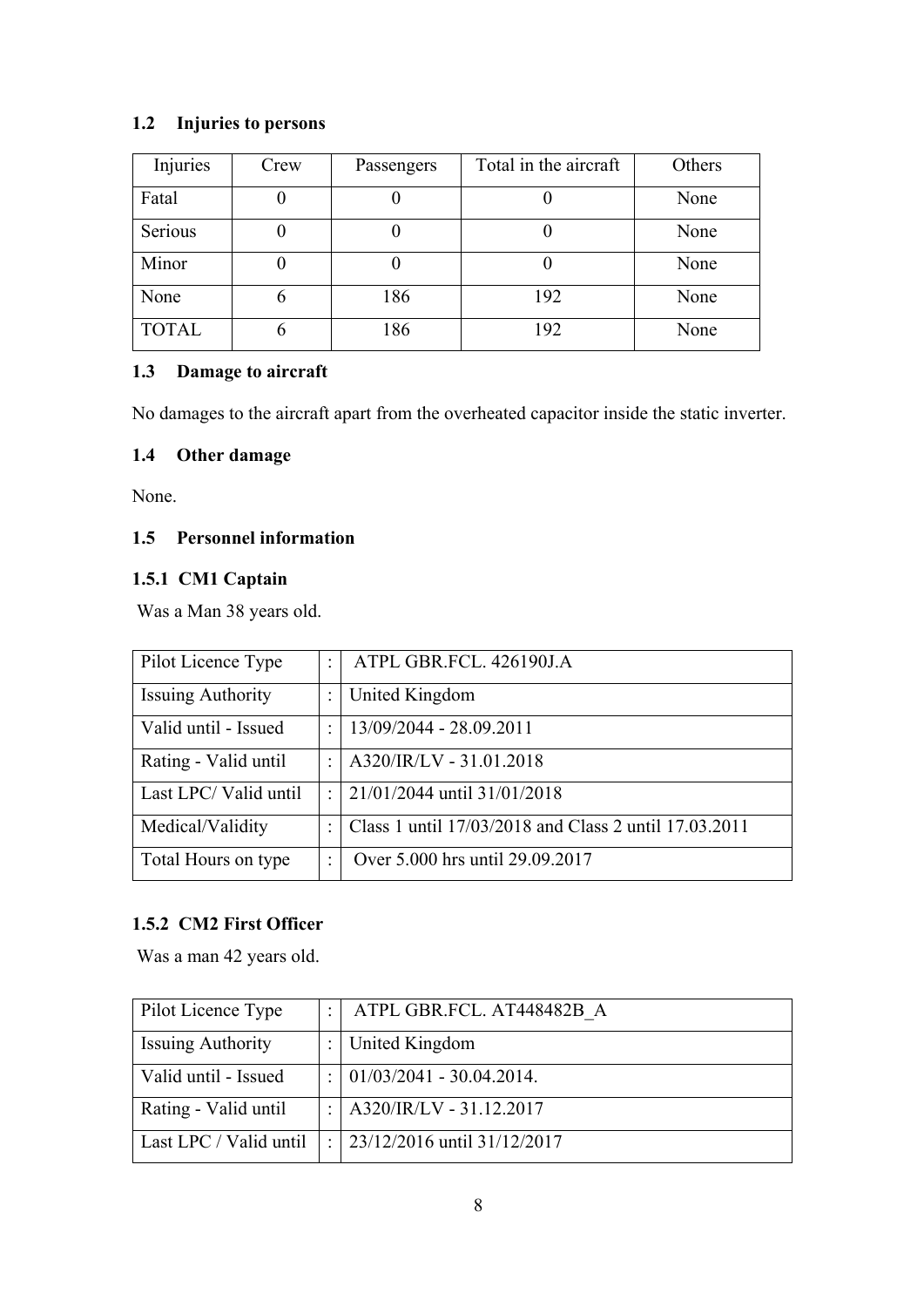### 1.2 Injuries to persons

| Injuries | Crew | Passengers | Total in the aircraft | Others |
|---|---|---|---|---|
| Fatal | 0 | 0 | 0 | None |
| Serious | 0 | 0 | 0 | None |
| Minor | 0 | 0 | 0 | None |
| None | 6 | 186 | 192 | None |
| TOTAL | 6 | 186 | 192 | None |

### 1.3 Damage to aircraft

No damages to the aircraft apart from the overheated capacitor inside the static inverter.

### 1.4 Other damage

None.

### 1.5 Personnel information

#### 1.5.1 CM1 Captain

Was a Man 38 years old.

| | | |
|---|---|---|
| Pilot Licence Type | : | ATPL GBR.FCL. 426190J.A |
| Issuing Authority | : | United Kingdom |
| Valid until - Issued | : | 13/09/2044 - 28.09.2011 |
| Rating - Valid until | : | A320/IR/LV - 31.01.2018 |
| Last LPC/ Valid until | : | 21/01/2044 until 31/01/2018 |
| Medical/Validity | : | Class 1 until 17/03/2018 and Class 2 until 17.03.2011 |
| Total Hours on type | : | Over 5.000 hrs until 29.09.2017 |

#### 1.5.2 CM2 First Officer

Was a man 42 years old.

| | | |
|---|---|---|
| Pilot Licence Type | : | ATPL GBR.FCL. AT448482B_A |
| Issuing Authority | : | United Kingdom |
| Valid until - Issued | : | 01/03/2041 - 30.04.2014. |
| Rating - Valid until | : | A320/IR/LV - 31.12.2017 |
| Last LPC / Valid until | : | 23/12/2016 until 31/12/2017 |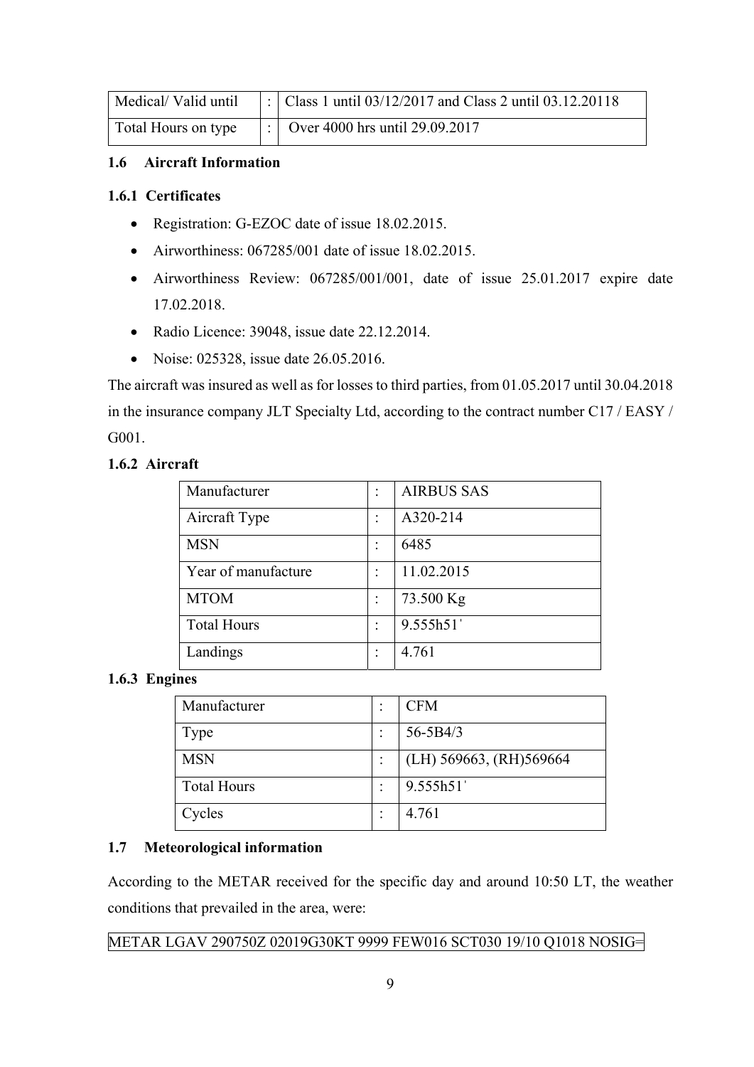| Medical/ Valid until | : | Class 1 until 03/12/2017 and Class 2 until 03.12.20118 |
|---|---|---|
| Total Hours on type | : | Over 4000 hrs until 29.09.2017 |

### 1.6 Aircraft Information

#### 1.6.1 Certificates

- Registration: G-EZOC date of issue 18.02.2015.
- Airworthiness: 067285/001 date of issue 18.02.2015.
- Airworthiness Review: 067285/001/001, date of issue 25.01.2017 expire date 17.02.2018.
- Radio Licence: 39048, issue date 22.12.2014.
- Noise: 025328, issue date 26.05.2016.

The aircraft was insured as well as for losses to third parties, from 01.05.2017 until 30.04.2018 in the insurance company JLT Specialty Ltd, according to the contract number C17 / EASY / G001.

#### 1.6.2 Aircraft

| Manufacturer | : | AIRBUS SAS |
|---|---|---|
| Aircraft Type | : | A320-214 |
| MSN | : | 6485 |
| Year of manufacture | : | 11.02.2015 |
| MTOM | : | 73.500 Kg |
| Total Hours | : | 9.555h51΄ |
| Landings | : | 4.761 |

#### 1.6.3 Engines

| Manufacturer | : | CFM |
|---|---|---|
| Type | : | 56-5B4/3 |
| MSN | : | (LH) 569663, (RH)569664 |
| Total Hours | : | 9.555h51΄ |
| Cycles | : | 4.761 |

### 1.7 Meteorological information

According to the METAR received for the specific day and around 10:50 LT, the weather conditions that prevailed in the area, were:

METAR LGAV 290750Z 02019G30KT 9999 FEW016 SCT030 19/10 Q1018 NOSIG=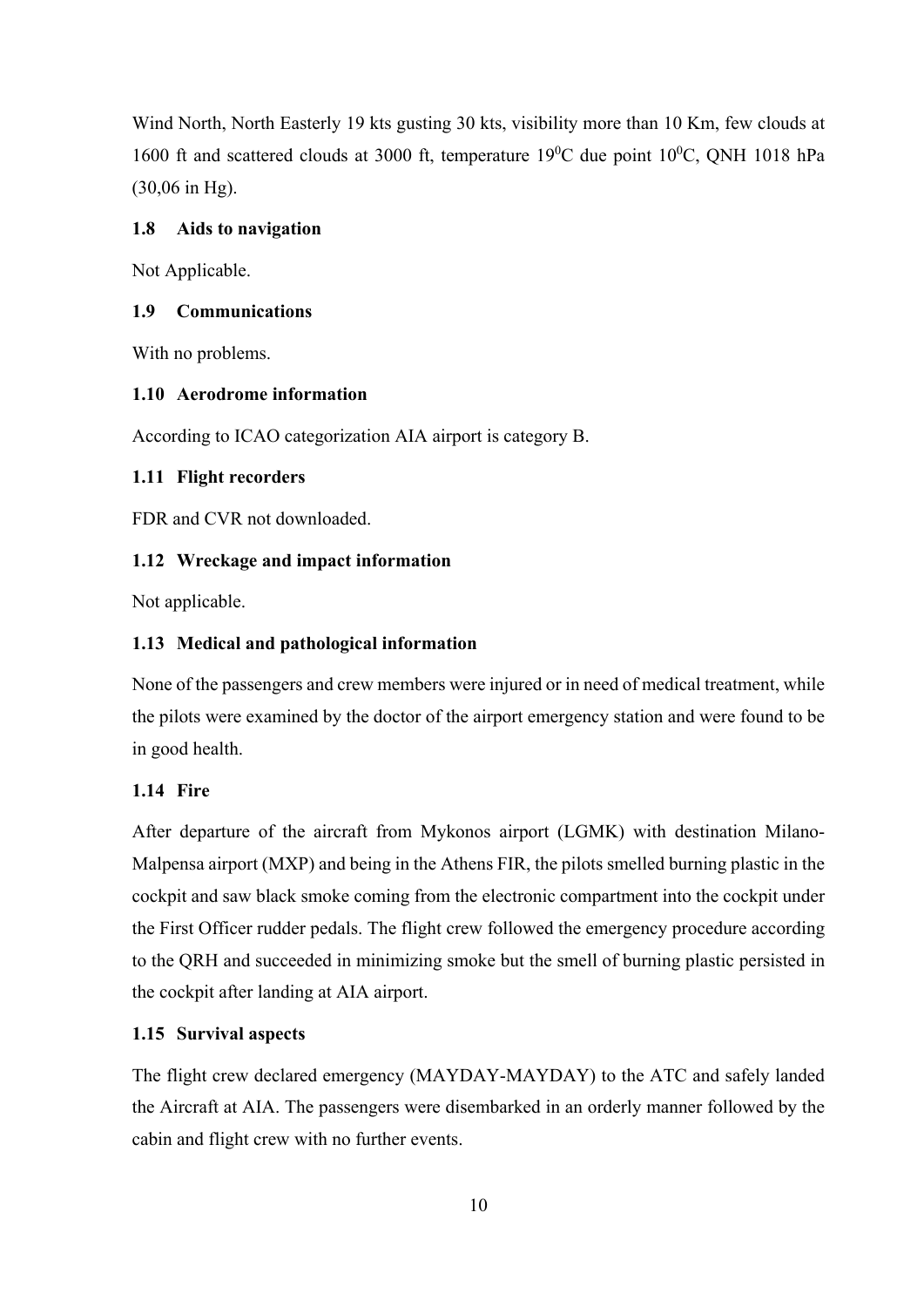Wind North, North Easterly 19 kts gusting 30 kts, visibility more than 10 Km, few clouds at 1600 ft and scattered clouds at 3000 ft, temperature $19^0$C due point $10^0$C, QNH 1018 hPa (30,06 in Hg).

### 1.8 Aids to navigation

Not Applicable.

### 1.9 Communications

With no problems.

### 1.10 Aerodrome information

According to ICAO categorization AIA airport is category B.

### 1.11 Flight recorders

FDR and CVR not downloaded.

### 1.12 Wreckage and impact information

Not applicable.

### 1.13 Medical and pathological information

None of the passengers and crew members were injured or in need of medical treatment, while the pilots were examined by the doctor of the airport emergency station and were found to be in good health.

### 1.14 Fire

After departure of the aircraft from Mykonos airport (LGMK) with destination Milano-Malpensa airport (MXP) and being in the Athens FIR, the pilots smelled burning plastic in the cockpit and saw black smoke coming from the electronic compartment into the cockpit under the First Officer rudder pedals. The flight crew followed the emergency procedure according to the QRH and succeeded in minimizing smoke but the smell of burning plastic persisted in the cockpit after landing at AIA airport.

### 1.15 Survival aspects

The flight crew declared emergency (MAYDAY-MAYDAY) to the ATC and safely landed the Aircraft at AIA. The passengers were disembarked in an orderly manner followed by the cabin and flight crew with no further events.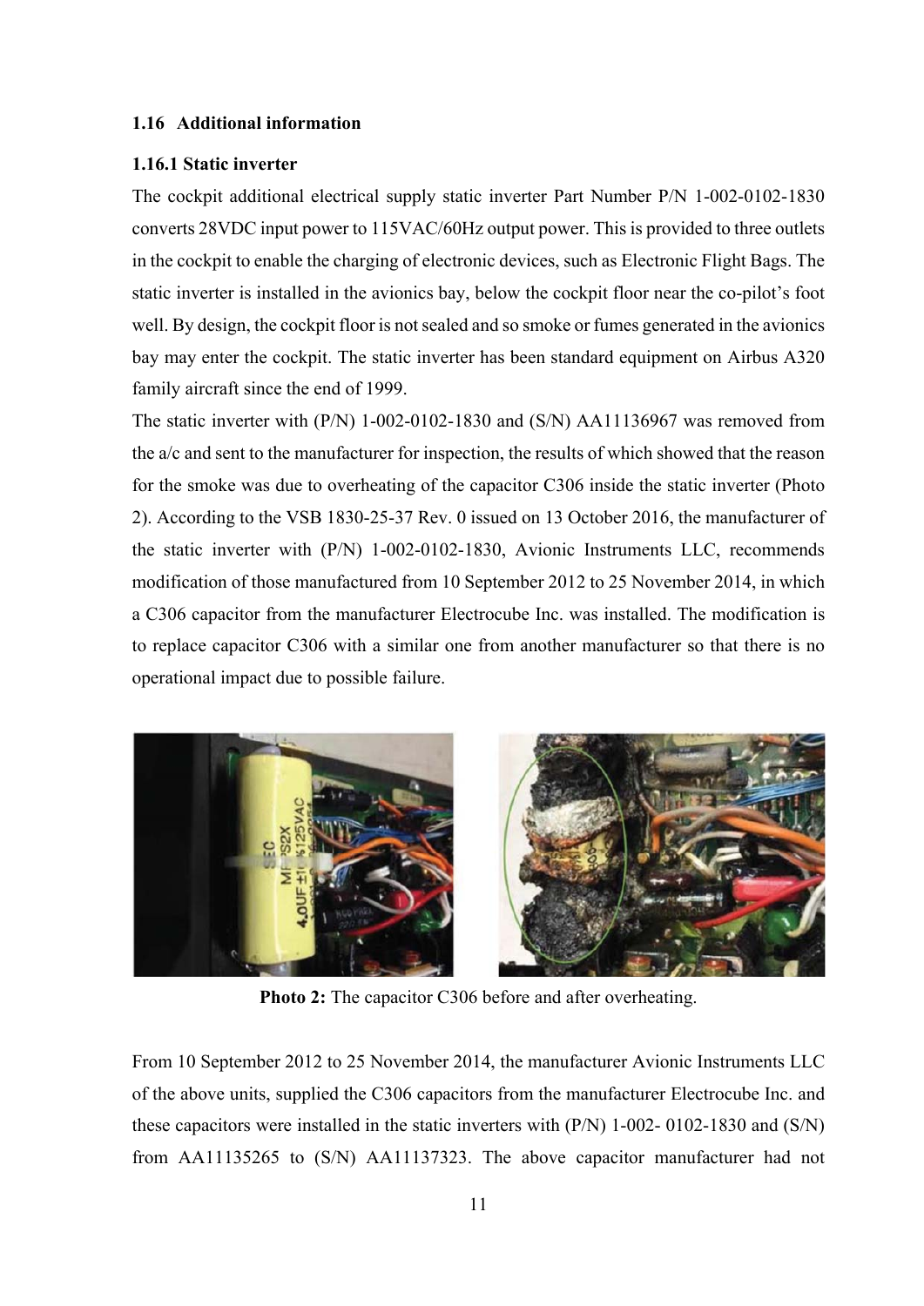### 1.16 Additional information

#### 1.16.1 Static inverter

The cockpit additional electrical supply static inverter Part Number P/N 1-002-0102-1830 converts 28VDC input power to 115VAC/60Hz output power. This is provided to three outlets in the cockpit to enable the charging of electronic devices, such as Electronic Flight Bags. The static inverter is installed in the avionics bay, below the cockpit floor near the co-pilot's foot well. By design, the cockpit floor is not sealed and so smoke or fumes generated in the avionics bay may enter the cockpit. The static inverter has been standard equipment on Airbus A320 family aircraft since the end of 1999.

The static inverter with (P/N) 1-002-0102-1830 and (S/N) AA11136967 was removed from the a/c and sent to the manufacturer for inspection, the results of which showed that the reason for the smoke was due to overheating of the capacitor C306 inside the static inverter (Photo 2). According to the VSB 1830-25-37 Rev. 0 issued on 13 October 2016, the manufacturer of the static inverter with (P/N) 1-002-0102-1830, Avionic Instruments LLC, recommends modification of those manufactured from 10 September 2012 to 25 November 2014, in which a C306 capacitor from the manufacturer Electrocube Inc. was installed. The modification is to replace capacitor C306 with a similar one from another manufacturer so that there is no operational impact due to possible failure.

**Photo 2:** The capacitor C306 before and after overheating.

From 10 September 2012 to 25 November 2014, the manufacturer Avionic Instruments LLC of the above units, supplied the C306 capacitors from the manufacturer Electrocube Inc. and these capacitors were installed in the static inverters with (P/N) 1-002- 0102-1830 and (S/N) from AA11135265 to (S/N) AA11137323. The above capacitor manufacturer had not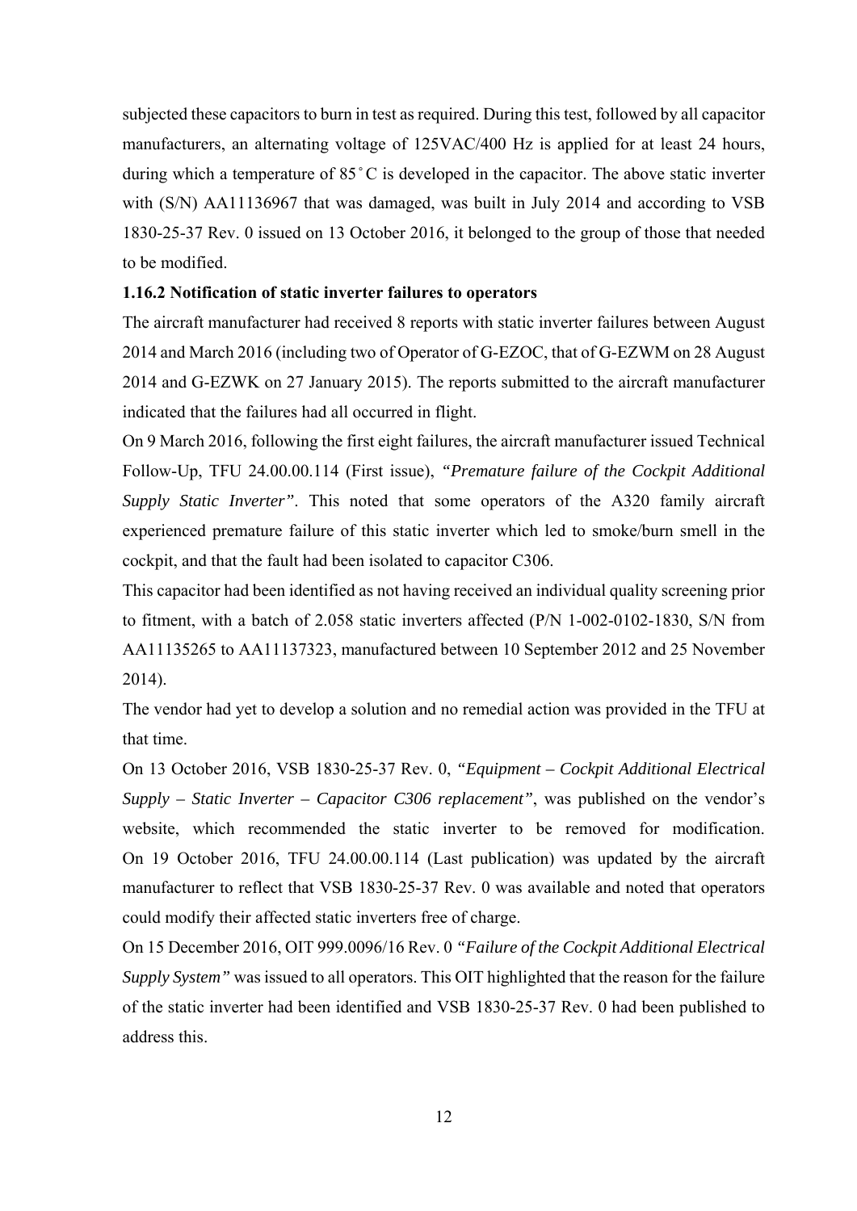subjected these capacitors to burn in test as required. During this test, followed by all capacitor manufacturers, an alternating voltage of 125VAC/400 Hz is applied for at least 24 hours, during which a temperature of 85˚C is developed in the capacitor. The above static inverter with (S/N) AA11136967 that was damaged, was built in July 2014 and according to VSB 1830-25-37 Rev. 0 issued on 13 October 2016, it belonged to the group of those that needed to be modified.

### 1.16.2 Notification of static inverter failures to operators

The aircraft manufacturer had received 8 reports with static inverter failures between August 2014 and March 2016 (including two of Operator of G-EZOC, that of G-EZWM on 28 August 2014 and G-EZWK on 27 January 2015). The reports submitted to the aircraft manufacturer indicated that the failures had all occurred in flight.

On 9 March 2016, following the first eight failures, the aircraft manufacturer issued Technical Follow-Up, TFU 24.00.00.114 (First issue), *"Premature failure of the Cockpit Additional Supply Static Inverter"*. This noted that some operators of the A320 family aircraft experienced premature failure of this static inverter which led to smoke/burn smell in the cockpit, and that the fault had been isolated to capacitor C306.

This capacitor had been identified as not having received an individual quality screening prior to fitment, with a batch of 2.058 static inverters affected (P/N 1-002-0102-1830, S/N from AA11135265 to AA11137323, manufactured between 10 September 2012 and 25 November 2014).

The vendor had yet to develop a solution and no remedial action was provided in the TFU at that time.

On 13 October 2016, VSB 1830-25-37 Rev. 0, *"Equipment – Cockpit Additional Electrical Supply – Static Inverter – Capacitor C306 replacement"*, was published on the vendor's website, which recommended the static inverter to be removed for modification. On 19 October 2016, TFU 24.00.00.114 (Last publication) was updated by the aircraft manufacturer to reflect that VSB 1830-25-37 Rev. 0 was available and noted that operators could modify their affected static inverters free of charge.

On 15 December 2016, OIT 999.0096/16 Rev. 0 *"Failure of the Cockpit Additional Electrical Supply System"* was issued to all operators. This OIT highlighted that the reason for the failure of the static inverter had been identified and VSB 1830-25-37 Rev. 0 had been published to address this.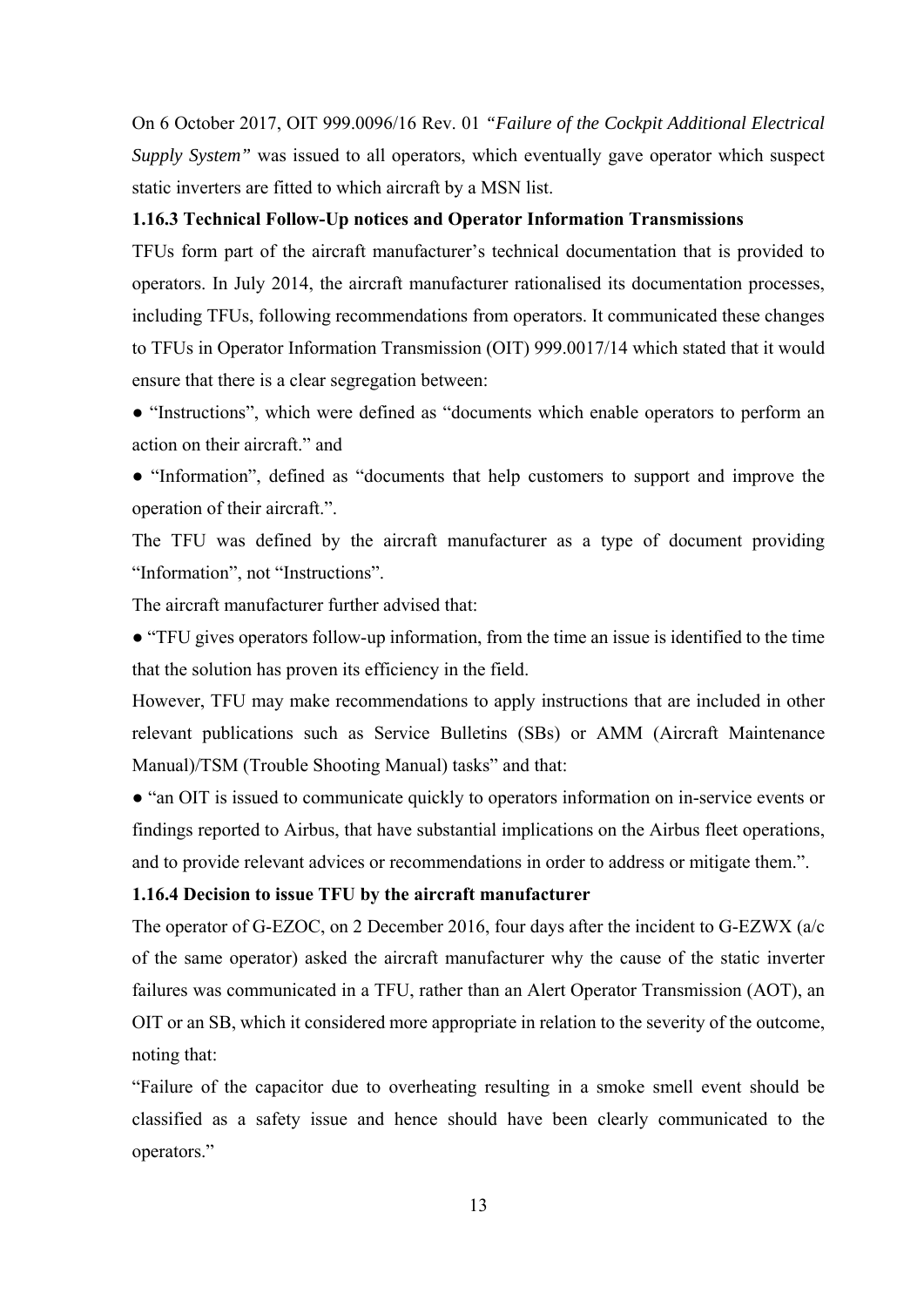On 6 October 2017, OIT 999.0096/16 Rev. 01 *"Failure of the Cockpit Additional Electrical Supply System"* was issued to all operators, which eventually gave operator which suspect static inverters are fitted to which aircraft by a MSN list.

### 1.16.3 Technical Follow-Up notices and Operator Information Transmissions

TFUs form part of the aircraft manufacturer's technical documentation that is provided to operators. In July 2014, the aircraft manufacturer rationalised its documentation processes, including TFUs, following recommendations from operators. It communicated these changes to TFUs in Operator Information Transmission (OIT) 999.0017/14 which stated that it would ensure that there is a clear segregation between:

- "Instructions", which were defined as "documents which enable operators to perform an action on their aircraft." and
- "Information", defined as "documents that help customers to support and improve the operation of their aircraft.".

The TFU was defined by the aircraft manufacturer as a type of document providing "Information", not "Instructions".

The aircraft manufacturer further advised that:

- "TFU gives operators follow-up information, from the time an issue is identified to the time that the solution has proven its efficiency in the field.

However, TFU may make recommendations to apply instructions that are included in other relevant publications such as Service Bulletins (SBs) or AMM (Aircraft Maintenance Manual)/TSM (Trouble Shooting Manual) tasks" and that:

- "an OIT is issued to communicate quickly to operators information on in-service events or findings reported to Airbus, that have substantial implications on the Airbus fleet operations, and to provide relevant advices or recommendations in order to address or mitigate them.".

### 1.16.4 Decision to issue TFU by the aircraft manufacturer

The operator of G-EZOC, on 2 December 2016, four days after the incident to G-EZWX (a/c of the same operator) asked the aircraft manufacturer why the cause of the static inverter failures was communicated in a TFU, rather than an Alert Operator Transmission (AOT), an OIT or an SB, which it considered more appropriate in relation to the severity of the outcome, noting that:

"Failure of the capacitor due to overheating resulting in a smoke smell event should be classified as a safety issue and hence should have been clearly communicated to the operators."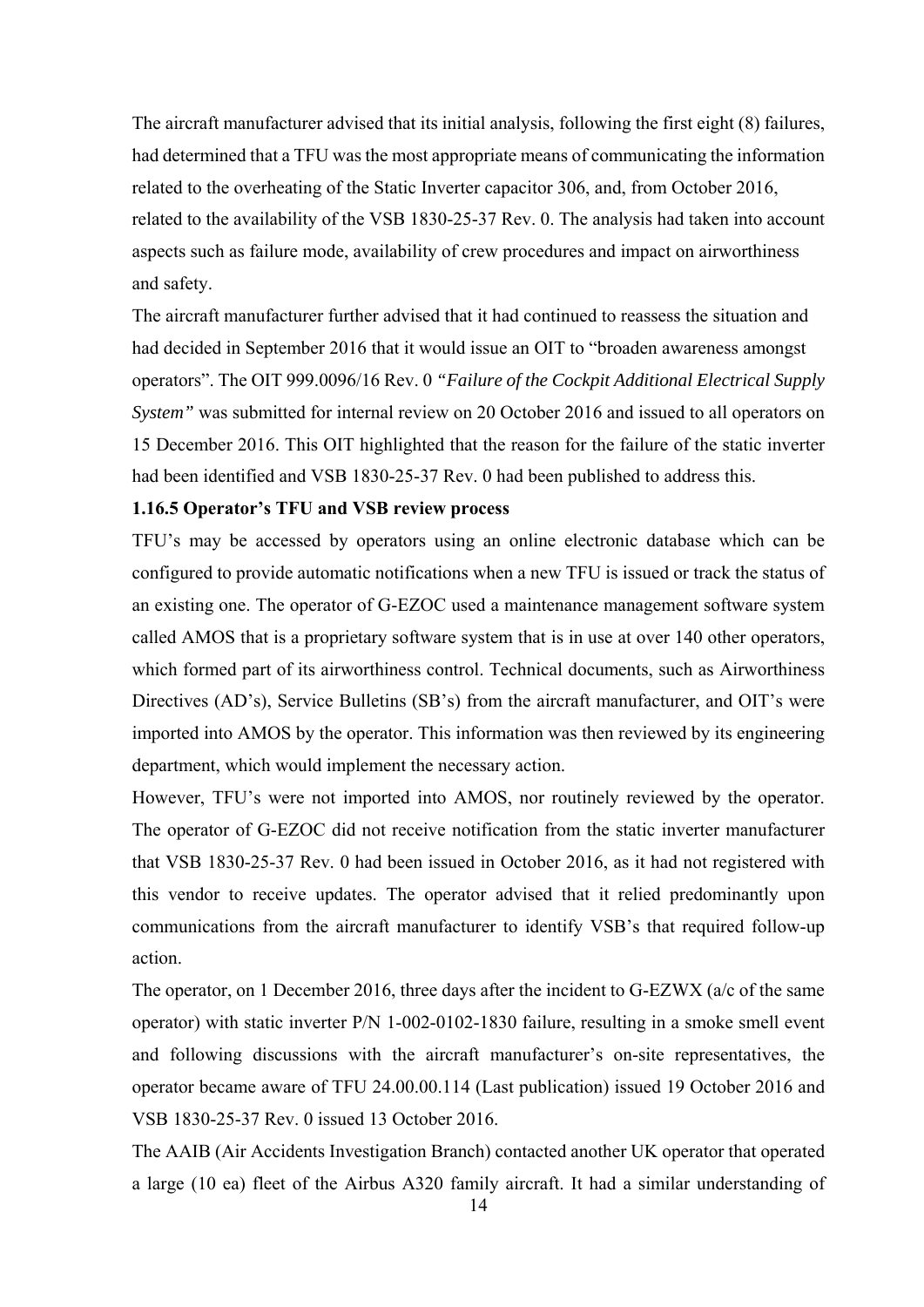The aircraft manufacturer advised that its initial analysis, following the first eight (8) failures, had determined that a TFU was the most appropriate means of communicating the information related to the overheating of the Static Inverter capacitor 306, and, from October 2016, related to the availability of the VSB 1830-25-37 Rev. 0. The analysis had taken into account aspects such as failure mode, availability of crew procedures and impact on airworthiness and safety.

The aircraft manufacturer further advised that it had continued to reassess the situation and had decided in September 2016 that it would issue an OIT to "broaden awareness amongst operators". The OIT 999.0096/16 Rev. 0 *"Failure of the Cockpit Additional Electrical Supply System"* was submitted for internal review on 20 October 2016 and issued to all operators on 15 December 2016. This OIT highlighted that the reason for the failure of the static inverter had been identified and VSB 1830-25-37 Rev. 0 had been published to address this.

**1.16.5 Operator's TFU and VSB review process**

TFU's may be accessed by operators using an online electronic database which can be configured to provide automatic notifications when a new TFU is issued or track the status of an existing one. The operator of G-EZOC used a maintenance management software system called AMOS that is a proprietary software system that is in use at over 140 other operators, which formed part of its airworthiness control. Technical documents, such as Airworthiness Directives (AD's), Service Bulletins (SB's) from the aircraft manufacturer, and OIT's were imported into AMOS by the operator. This information was then reviewed by its engineering department, which would implement the necessary action.

However, TFU's were not imported into AMOS, nor routinely reviewed by the operator. The operator of G-EZOC did not receive notification from the static inverter manufacturer that VSB 1830-25-37 Rev. 0 had been issued in October 2016, as it had not registered with this vendor to receive updates. The operator advised that it relied predominantly upon communications from the aircraft manufacturer to identify VSB's that required follow-up action.

The operator, on 1 December 2016, three days after the incident to G-EZWX (a/c of the same operator) with static inverter P/N 1-002-0102-1830 failure, resulting in a smoke smell event and following discussions with the aircraft manufacturer's on-site representatives, the operator became aware of TFU 24.00.00.114 (Last publication) issued 19 October 2016 and VSB 1830-25-37 Rev. 0 issued 13 October 2016.

The AAIB (Air Accidents Investigation Branch) contacted another UK operator that operated a large (10 ea) fleet of the Airbus A320 family aircraft. It had a similar understanding of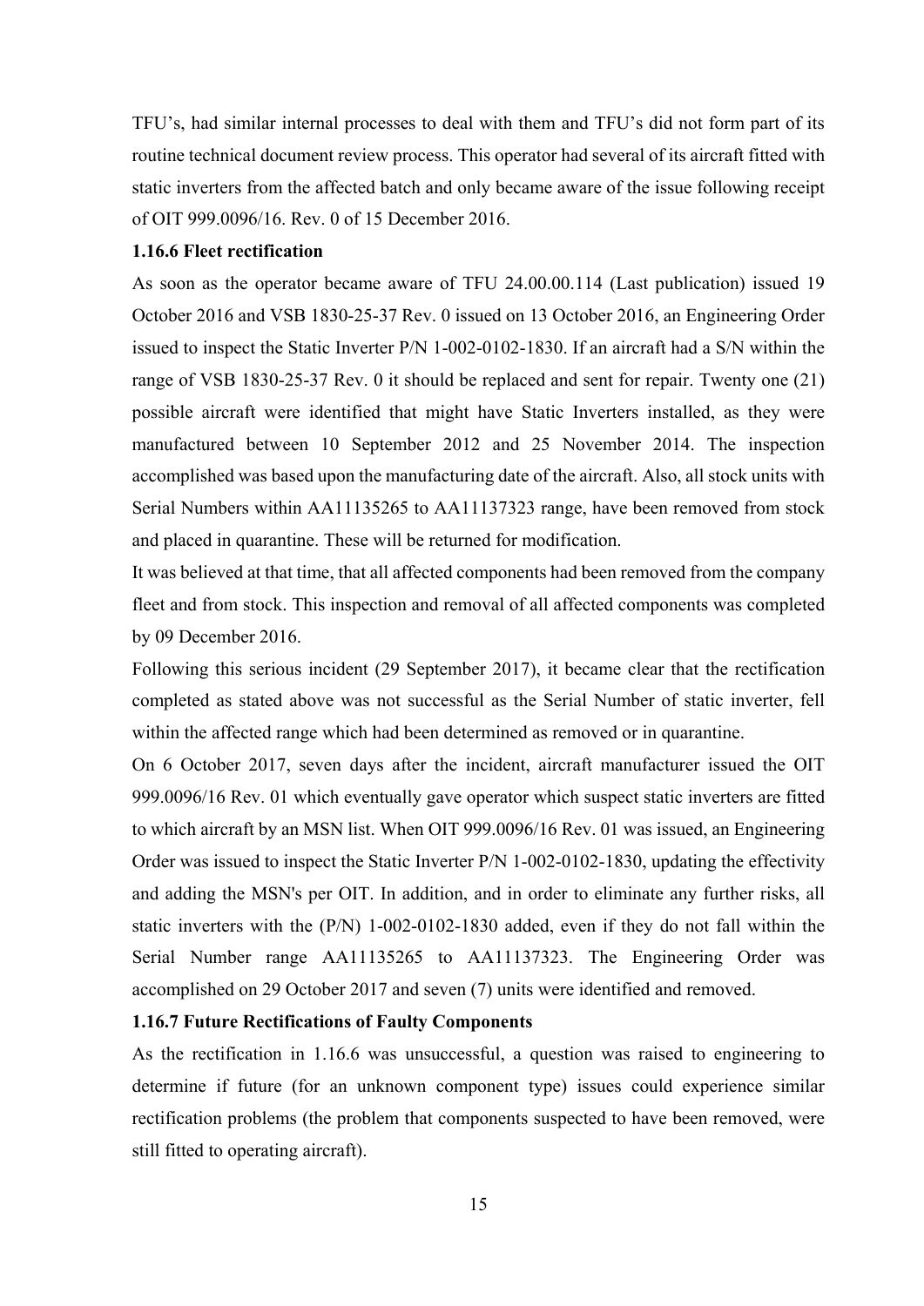TFU's, had similar internal processes to deal with them and TFU's did not form part of its routine technical document review process. This operator had several of its aircraft fitted with static inverters from the affected batch and only became aware of the issue following receipt of OIT 999.0096/16. Rev. 0 of 15 December 2016.

**1.16.6 Fleet rectification**

As soon as the operator became aware of TFU 24.00.00.114 (Last publication) issued 19 October 2016 and VSB 1830-25-37 Rev. 0 issued on 13 October 2016, an Engineering Order issued to inspect the Static Inverter P/N 1-002-0102-1830. If an aircraft had a S/N within the range of VSB 1830-25-37 Rev. 0 it should be replaced and sent for repair. Twenty one (21) possible aircraft were identified that might have Static Inverters installed, as they were manufactured between 10 September 2012 and 25 November 2014. The inspection accomplished was based upon the manufacturing date of the aircraft. Also, all stock units with Serial Numbers within AA11135265 to AA11137323 range, have been removed from stock and placed in quarantine. These will be returned for modification.

It was believed at that time, that all affected components had been removed from the company fleet and from stock. This inspection and removal of all affected components was completed by 09 December 2016.

Following this serious incident (29 September 2017), it became clear that the rectification completed as stated above was not successful as the Serial Number of static inverter, fell within the affected range which had been determined as removed or in quarantine.

On 6 October 2017, seven days after the incident, aircraft manufacturer issued the OIT 999.0096/16 Rev. 01 which eventually gave operator which suspect static inverters are fitted to which aircraft by an MSN list. When OIT 999.0096/16 Rev. 01 was issued, an Engineering Order was issued to inspect the Static Inverter P/N 1-002-0102-1830, updating the effectivity and adding the MSN's per OIT. In addition, and in order to eliminate any further risks, all static inverters with the (P/N) 1-002-0102-1830 added, even if they do not fall within the Serial Number range AA11135265 to AA11137323. The Engineering Order was accomplished on 29 October 2017 and seven (7) units were identified and removed.

**1.16.7 Future Rectifications of Faulty Components**

As the rectification in 1.16.6 was unsuccessful, a question was raised to engineering to determine if future (for an unknown component type) issues could experience similar rectification problems (the problem that components suspected to have been removed, were still fitted to operating aircraft).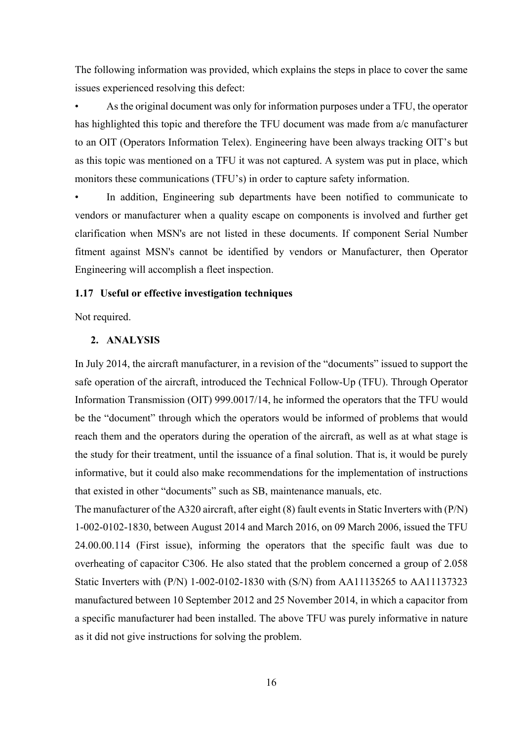The following information was provided, which explains the steps in place to cover the same issues experienced resolving this defect:

- As the original document was only for information purposes under a TFU, the operator has highlighted this topic and therefore the TFU document was made from a/c manufacturer to an OIT (Operators Information Telex). Engineering have been always tracking OIT's but as this topic was mentioned on a TFU it was not captured. A system was put in place, which monitors these communications (TFU's) in order to capture safety information.
- In addition, Engineering sub departments have been notified to communicate to vendors or manufacturer when a quality escape on components is involved and further get clarification when MSN's are not listed in these documents. If component Serial Number fitment against MSN's cannot be identified by vendors or Manufacturer, then Operator Engineering will accomplish a fleet inspection.

### 1.17 Useful or effective investigation techniques

Not required.

## 2. ANALYSIS

In July 2014, the aircraft manufacturer, in a revision of the "documents" issued to support the safe operation of the aircraft, introduced the Technical Follow-Up (TFU). Through Operator Information Transmission (OIT) 999.0017/14, he informed the operators that the TFU would be the "document" through which the operators would be informed of problems that would reach them and the operators during the operation of the aircraft, as well as at what stage is the study for their treatment, until the issuance of a final solution. That is, it would be purely informative, but it could also make recommendations for the implementation of instructions that existed in other "documents" such as SB, maintenance manuals, etc.

The manufacturer of the A320 aircraft, after eight (8) fault events in Static Inverters with (P/N) 1-002-0102-1830, between August 2014 and March 2016, on 09 March 2006, issued the TFU 24.00.00.114 (First issue), informing the operators that the specific fault was due to overheating of capacitor C306. He also stated that the problem concerned a group of 2.058 Static Inverters with (P/N) 1-002-0102-1830 with (S/N) from AA11135265 to AA11137323 manufactured between 10 September 2012 and 25 November 2014, in which a capacitor from a specific manufacturer had been installed. The above TFU was purely informative in nature as it did not give instructions for solving the problem.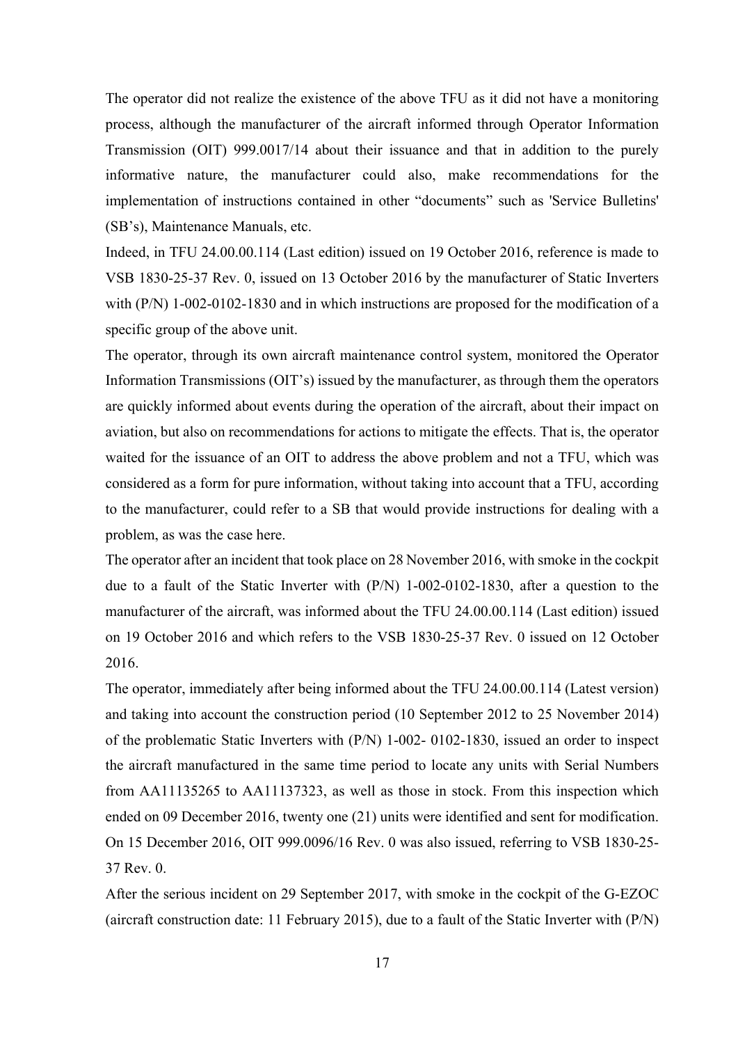The operator did not realize the existence of the above TFU as it did not have a monitoring process, although the manufacturer of the aircraft informed through Operator Information Transmission (OIT) 999.0017/14 about their issuance and that in addition to the purely informative nature, the manufacturer could also, make recommendations for the implementation of instructions contained in other “documents” such as 'Service Bulletins' (SB’s), Maintenance Manuals, etc.

Indeed, in TFU 24.00.00.114 (Last edition) issued on 19 October 2016, reference is made to VSB 1830-25-37 Rev. 0, issued on 13 October 2016 by the manufacturer of Static Inverters with (P/N) 1-002-0102-1830 and in which instructions are proposed for the modification of a specific group of the above unit.

The operator, through its own aircraft maintenance control system, monitored the Operator Information Transmissions (OIT’s) issued by the manufacturer, as through them the operators are quickly informed about events during the operation of the aircraft, about their impact on aviation, but also on recommendations for actions to mitigate the effects. That is, the operator waited for the issuance of an OIT to address the above problem and not a TFU, which was considered as a form for pure information, without taking into account that a TFU, according to the manufacturer, could refer to a SB that would provide instructions for dealing with a problem, as was the case here.

The operator after an incident that took place on 28 November 2016, with smoke in the cockpit due to a fault of the Static Inverter with (P/N) 1-002-0102-1830, after a question to the manufacturer of the aircraft, was informed about the TFU 24.00.00.114 (Last edition) issued on 19 October 2016 and which refers to the VSB 1830-25-37 Rev. 0 issued on 12 October 2016.

The operator, immediately after being informed about the TFU 24.00.00.114 (Latest version) and taking into account the construction period (10 September 2012 to 25 November 2014) of the problematic Static Inverters with (P/N) 1-002- 0102-1830, issued an order to inspect the aircraft manufactured in the same time period to locate any units with Serial Numbers from AA11135265 to AA11137323, as well as those in stock. From this inspection which ended on 09 December 2016, twenty one (21) units were identified and sent for modification. On 15 December 2016, OIT 999.0096/16 Rev. 0 was also issued, referring to VSB 1830-25-37 Rev. 0.

After the serious incident on 29 September 2017, with smoke in the cockpit of the G-EZOC (aircraft construction date: 11 February 2015), due to a fault of the Static Inverter with (P/N)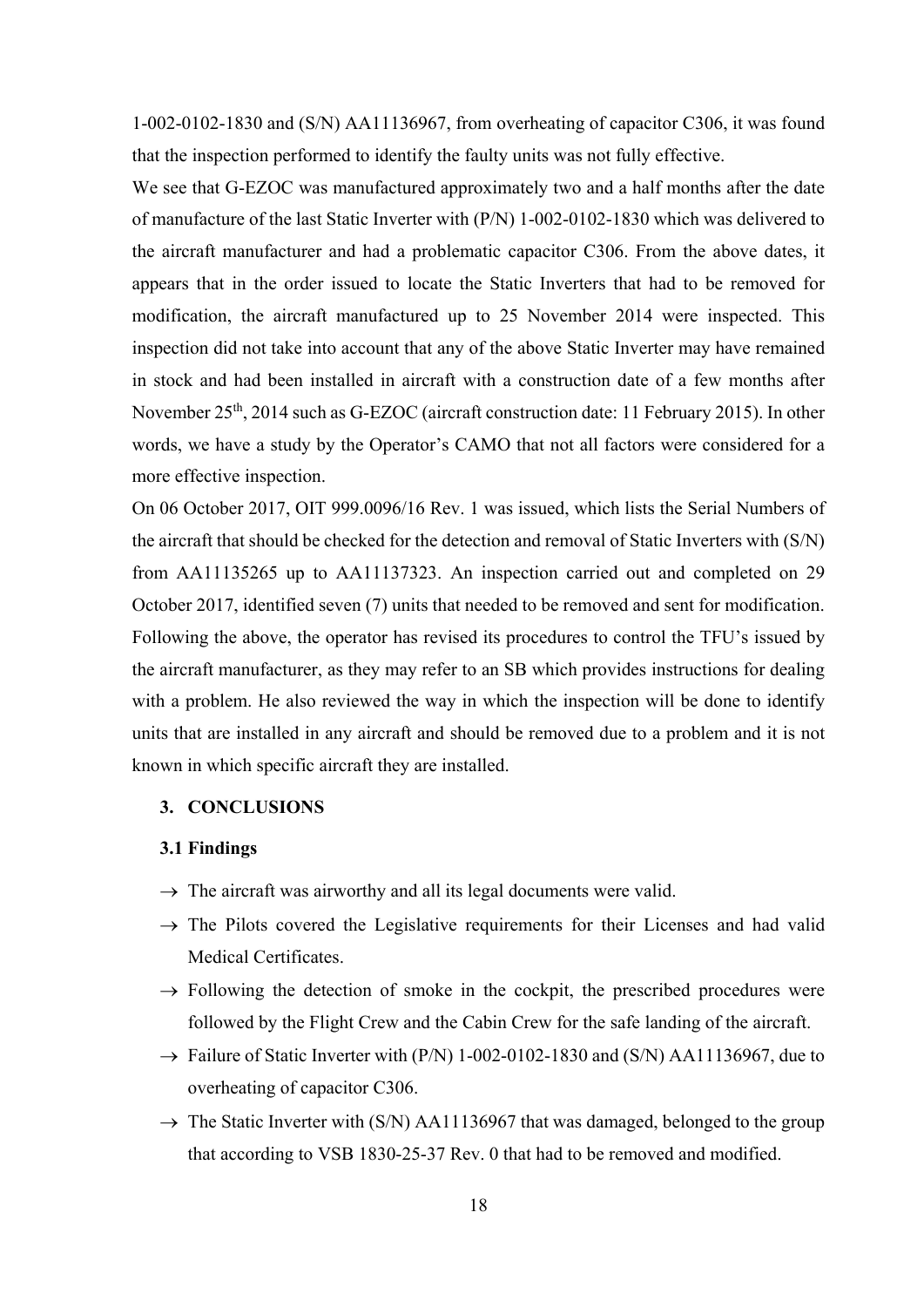1-002-0102-1830 and (S/N) AA11136967, from overheating of capacitor C306, it was found that the inspection performed to identify the faulty units was not fully effective.

We see that G-EZOC was manufactured approximately two and a half months after the date of manufacture of the last Static Inverter with (P/N) 1-002-0102-1830 which was delivered to the aircraft manufacturer and had a problematic capacitor C306. From the above dates, it appears that in the order issued to locate the Static Inverters that had to be removed for modification, the aircraft manufactured up to 25 November 2014 were inspected. This inspection did not take into account that any of the above Static Inverter may have remained in stock and had been installed in aircraft with a construction date of a few months after November 25th, 2014 such as G-EZOC (aircraft construction date: 11 February 2015). In other words, we have a study by the Operator's CAMO that not all factors were considered for a more effective inspection.

On 06 October 2017, OIT 999.0096/16 Rev. 1 was issued, which lists the Serial Numbers of the aircraft that should be checked for the detection and removal of Static Inverters with (S/N) from AA11135265 up to AA11137323. An inspection carried out and completed on 29 October 2017, identified seven (7) units that needed to be removed and sent for modification. Following the above, the operator has revised its procedures to control the TFU's issued by the aircraft manufacturer, as they may refer to an SB which provides instructions for dealing with a problem. He also reviewed the way in which the inspection will be done to identify units that are installed in any aircraft and should be removed due to a problem and it is not known in which specific aircraft they are installed.

## 3. CONCLUSIONS

### 3.1 Findings

- → The aircraft was airworthy and all its legal documents were valid.
- → The Pilots covered the Legislative requirements for their Licenses and had valid Medical Certificates.
- → Following the detection of smoke in the cockpit, the prescribed procedures were followed by the Flight Crew and the Cabin Crew for the safe landing of the aircraft.
- → Failure of Static Inverter with (P/N) 1-002-0102-1830 and (S/N) AA11136967, due to overheating of capacitor C306.
- → The Static Inverter with (S/N) AA11136967 that was damaged, belonged to the group that according to VSB 1830-25-37 Rev. 0 that had to be removed and modified.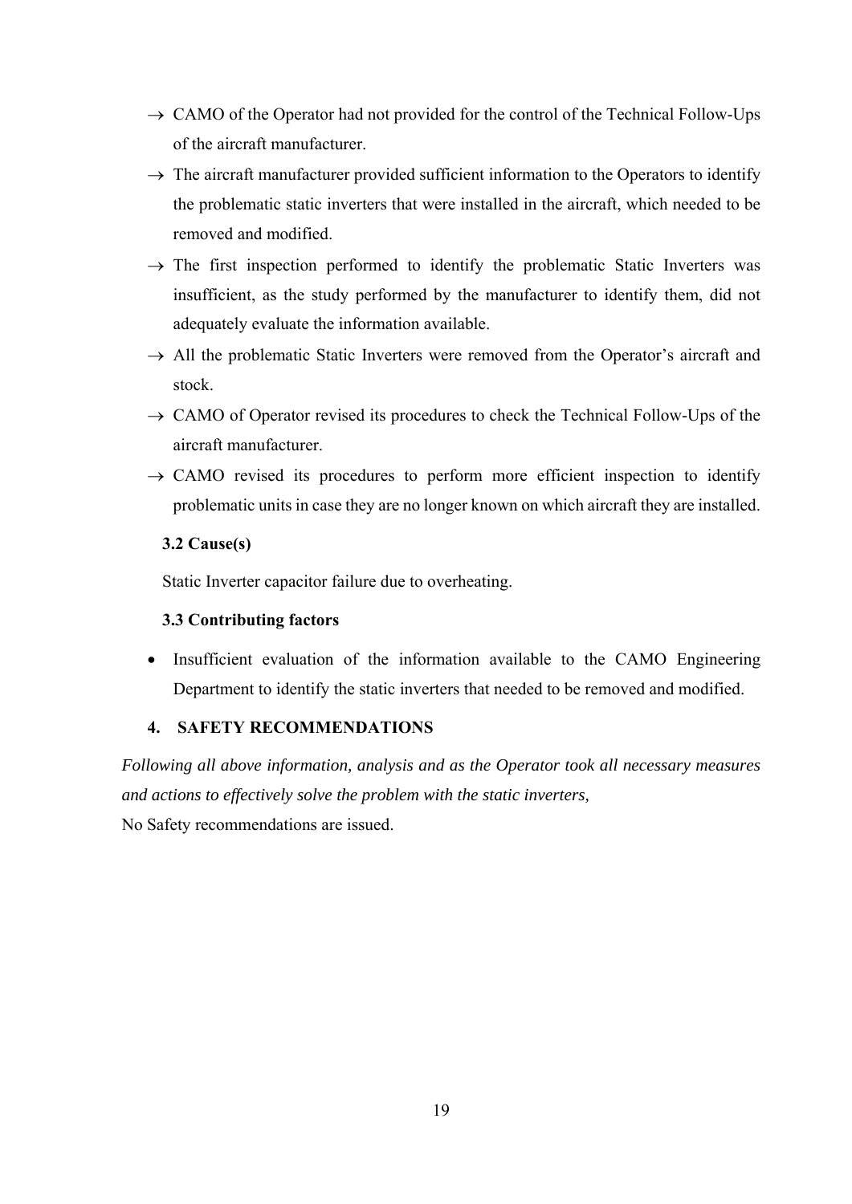→ CAMO of the Operator had not provided for the control of the Technical Follow-Ups of the aircraft manufacturer.

→ The aircraft manufacturer provided sufficient information to the Operators to identify the problematic static inverters that were installed in the aircraft, which needed to be removed and modified.

→ The first inspection performed to identify the problematic Static Inverters was insufficient, as the study performed by the manufacturer to identify them, did not adequately evaluate the information available.

→ All the problematic Static Inverters were removed from the Operator's aircraft and stock.

→ CAMO of Operator revised its procedures to check the Technical Follow-Ups of the aircraft manufacturer.

→ CAMO revised its procedures to perform more efficient inspection to identify problematic units in case they are no longer known on which aircraft they are installed.

### 3.2 Cause(s)

Static Inverter capacitor failure due to overheating.

### 3.3 Contributing factors

- Insufficient evaluation of the information available to the CAMO Engineering Department to identify the static inverters that needed to be removed and modified.

## 4. SAFETY RECOMMENDATIONS

*Following all above information, analysis and as the Operator took all necessary measures and actions to effectively solve the problem with the static inverters,*

No Safety recommendations are issued.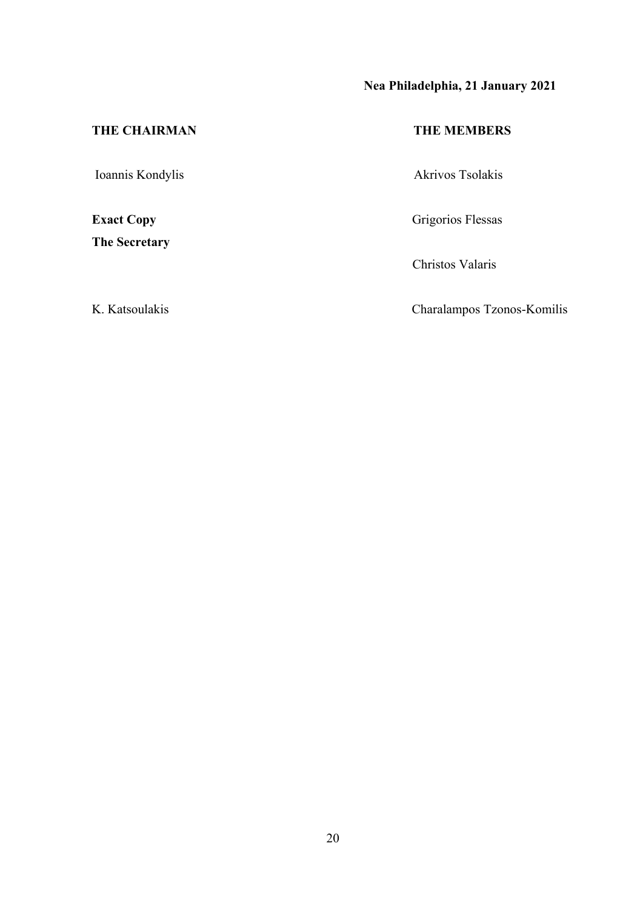**Nea Philadelphia, 21 January 2021**

**THE CHAIRMAN**

Ioannis Kondylis

**Exact Copy**
**The Secretary**

K. Katsoulakis

**THE MEMBERS**

Akrivos Tsolakis

Grigorios Flessas

Christos Valaris

Charalampos Tzonos-Komilis